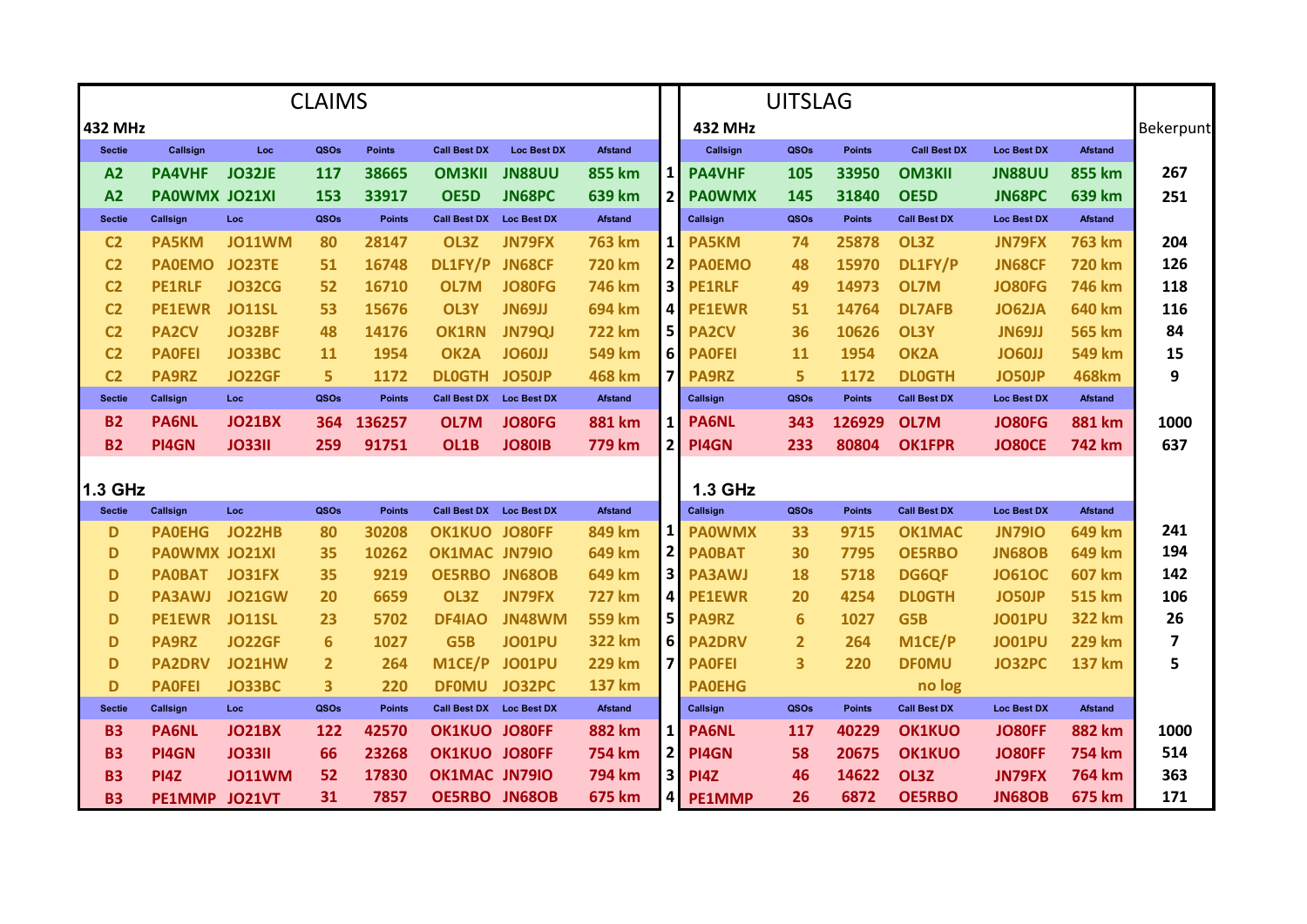| CLAIMS | | | | | | | | | UITSLAG | | | | | | |
|---|---|---|---|---|---|---|---|---|---|---|---|---|---|---|---|
| **432 MHz** | | | | | | | | | **432 MHz** | | | | | | Bekerpunt |
| Sectie | Callsign | Loc | QSOs | Points | Call Best DX | Loc Best DX | Afstand | | Callsign | QSOs | Points | Call Best DX | Loc Best DX | Afstand | |
| A2 | PA4VHF | JO32JE | 117 | 38665 | OM3KII | JN88UU | 855 km | 1 | PA4VHF | 105 | 33950 | OM3KII | JN88UU | 855 km | 267 |
| A2 | PA0WMX | JO21XI | 153 | 33917 | OE5D | JN68PC | 639 km | 2 | PA0WMX | 145 | 31840 | OE5D | JN68PC | 639 km | 251 |
| Sectie | Callsign | Loc | QSOs | Points | Call Best DX | Loc Best DX | Afstand | | Callsign | QSOs | Points | Call Best DX | Loc Best DX | Afstand | |
| C2 | PA5KM | JO11WM | 80 | 28147 | OL3Z | JN79FX | 763 km | 1 | PA5KM | 74 | 25878 | OL3Z | JN79FX | 763 km | 204 |
| C2 | PA0EMO | JO23TE | 51 | 16748 | DL1FY/P | JN68CF | 720 km | 2 | PA0EMO | 48 | 15970 | DL1FY/P | JN68CF | 720 km | 126 |
| C2 | PE1RLF | JO32CG | 52 | 16710 | OL7M | JO80FG | 746 km | 3 | PE1RLF | 49 | 14973 | OL7M | JO80FG | 746 km | 118 |
| C2 | PE1EWR | JO11SL | 53 | 15676 | OL3Y | JN69JJ | 694 km | 4 | PE1EWR | 51 | 14764 | DL7AFB | JO62JA | 640 km | 116 |
| C2 | PA2CV | JO32BF | 48 | 14176 | OK1RN | JN79QJ | 722 km | 5 | PA2CV | 36 | 10626 | OL3Y | JN69JJ | 565 km | 84 |
| C2 | PA0FEI | JO33BC | 11 | 1954 | OK2A | JO60JJ | 549 km | 6 | PA0FEI | 11 | 1954 | OK2A | JO60JJ | 549 km | 15 |
| C2 | PA9RZ | JO22GF | 5 | 1172 | DL0GTH | JO50JP | 468 km | 7 | PA9RZ | 5 | 1172 | DL0GTH | JO50JP | 468km | 9 |
| Sectie | Callsign | Loc | QSOs | Points | Call Best DX | Loc Best DX | Afstand | | Callsign | QSOs | Points | Call Best DX | Loc Best DX | Afstand | |
| B2 | PA6NL | JO21BX | 364 | 136257 | OL7M | JO80FG | 881 km | 1 | PA6NL | 343 | 126929 | OL7M | JO80FG | 881 km | 1000 |
| B2 | PI4GN | JO33II | 259 | 91751 | OL1B | JO80IB | 779 km | 2 | PI4GN | 233 | 80804 | OK1FPR | JO80CE | 742 km | 637 |
| **1.3 GHz** | | | | | | | | | **1.3 GHz** | | | | | | |
| Sectie | Callsign | Loc | QSOs | Points | Call Best DX | Loc Best DX | Afstand | | Callsign | QSOs | Points | Call Best DX | Loc Best DX | Afstand | |
| D | PA0EHG | JO22HB | 80 | 30208 | OK1KUO | JO80FF | 849 km | 1 | PA0WMX | 33 | 9715 | OK1MAC | JN79IO | 649 km | 241 |
| D | PA0WMX | JO21XI | 35 | 10262 | OK1MAC | JN79IO | 649 km | 2 | PA0BAT | 30 | 7795 | OE5RBO | JN68OB | 649 km | 194 |
| D | PA0BAT | JO31FX | 35 | 9219 | OE5RBO | JN68OB | 649 km | 3 | PA3AWJ | 18 | 5718 | DG6QF | JO61OC | 607 km | 142 |
| D | PA3AWJ | JO21GW | 20 | 6659 | OL3Z | JN79FX | 727 km | 4 | PE1EWR | 20 | 4254 | DL0GTH | JO50JP | 515 km | 106 |
| D | PE1EWR | JO11SL | 23 | 5702 | DF4IAO | JN48WM | 559 km | 5 | PA9RZ | 6 | 1027 | G5B | JO01PU | 322 km | 26 |
| D | PA9RZ | JO22GF | 6 | 1027 | G5B | JO01PU | 322 km | 6 | PA2DRV | 2 | 264 | M1CE/P | JO01PU | 229 km | 7 |
| D | PA2DRV | JO21HW | 2 | 264 | M1CE/P | JO01PU | 229 km | 7 | PA0FEI | 3 | 220 | DF0MU | JO32PC | 137 km | 5 |
| D | PA0FEI | JO33BC | 3 | 220 | DF0MU | JO32PC | 137 km | | PA0EHG | | | no log | | | |
| Sectie | Callsign | Loc | QSOs | Points | Call Best DX | Loc Best DX | Afstand | | Callsign | QSOs | Points | Call Best DX | Loc Best DX | Afstand | |
| B3 | PA6NL | JO21BX | 122 | 42570 | OK1KUO | JO80FF | 882 km | 1 | PA6NL | 117 | 40229 | OK1KUO | JO80FF | 882 km | 1000 |
| B3 | PI4GN | JO33II | 66 | 23268 | OK1KUO | JO80FF | 754 km | 2 | PI4GN | 58 | 20675 | OK1KUO | JO80FF | 754 km | 514 |
| B3 | PI4Z | JO11WM | 52 | 17830 | OK1MAC | JN79IO | 794 km | 3 | PI4Z | 46 | 14622 | OL3Z | JN79FX | 764 km | 363 |
| B3 | PE1MMP | JO21VT | 31 | 7857 | OE5RBO | JN68OB | 675 km | 4 | PE1MMP | 26 | 6872 | OE5RBO | JN68OB | 675 km | 171 |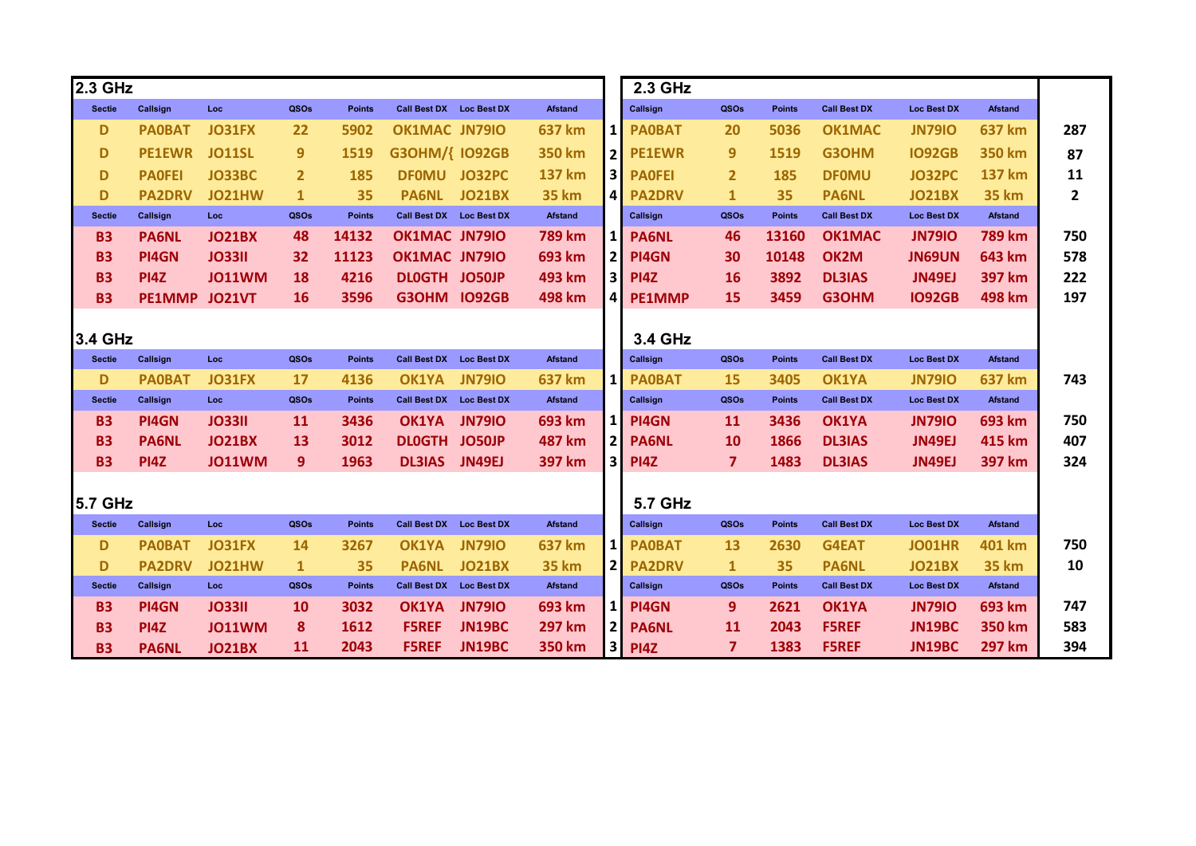## 2.3 GHz

| Sectie | Callsign | Loc | QSOs | Points | Call Best DX | Loc Best DX | Afstand | | Callsign | QSOs | Points | Call Best DX | Loc Best DX | Afstand | |
|---|---|---|---|---|---|---|---|---|---|---|---|---|---|---|---|
| D | PA0BAT | JO31FX | 22 | 5902 | OK1MAC | JN79IO | 637 km | 1 | PA0BAT | 20 | 5036 | OK1MAC | JN79IO | 637 km | 287 |
| D | PE1EWR | JO11SL | 9 | 1519 | G3OHM/{ | IO92GB | 350 km | 2 | PE1EWR | 9 | 1519 | G3OHM | IO92GB | 350 km | 87 |
| D | PA0FEI | JO33BC | 2 | 185 | DF0MU | JO32PC | 137 km | 3 | PA0FEI | 2 | 185 | DF0MU | JO32PC | 137 km | 11 |
| D | PA2DRV | JO21HW | 1 | 35 | PA6NL | JO21BX | 35 km | 4 | PA2DRV | 1 | 35 | PA6NL | JO21BX | 35 km | 2 |
| **Sectie** | **Callsign** | **Loc** | **QSOs** | **Points** | **Call Best DX** | **Loc Best DX** | **Afstand** | | **Callsign** | **QSOs** | **Points** | **Call Best DX** | **Loc Best DX** | **Afstand** | |
| B3 | PA6NL | JO21BX | 48 | 14132 | OK1MAC | JN79IO | 789 km | 1 | PA6NL | 46 | 13160 | OK1MAC | JN79IO | 789 km | 750 |
| B3 | PI4GN | JO33II | 32 | 11123 | OK1MAC | JN79IO | 693 km | 2 | PI4GN | 30 | 10148 | OK2M | JN69UN | 643 km | 578 |
| B3 | PI4Z | JO11WM | 18 | 4216 | DL0GTH | JO50JP | 493 km | 3 | PI4Z | 16 | 3892 | DL3IAS | JN49EJ | 397 km | 222 |
| B3 | PE1MMP | JO21VT | 16 | 3596 | G3OHM | IO92GB | 498 km | 4 | PE1MMP | 15 | 3459 | G3OHM | IO92GB | 498 km | 197 |

## 3.4 GHz

| Sectie | Callsign | Loc | QSOs | Points | Call Best DX | Loc Best DX | Afstand | | Callsign | QSOs | Points | Call Best DX | Loc Best DX | Afstand | |
|---|---|---|---|---|---|---|---|---|---|---|---|---|---|---|---|
| D | PA0BAT | JO31FX | 17 | 4136 | OK1YA | JN79IO | 637 km | 1 | PA0BAT | 15 | 3405 | OK1YA | JN79IO | 637 km | 743 |
| **Sectie** | **Callsign** | **Loc** | **QSOs** | **Points** | **Call Best DX** | **Loc Best DX** | **Afstand** | | **Callsign** | **QSOs** | **Points** | **Call Best DX** | **Loc Best DX** | **Afstand** | |
| B3 | PI4GN | JO33II | 11 | 3436 | OK1YA | JN79IO | 693 km | 1 | PI4GN | 11 | 3436 | OK1YA | JN79IO | 693 km | 750 |
| B3 | PA6NL | JO21BX | 13 | 3012 | DL0GTH | JO50JP | 487 km | 2 | PA6NL | 10 | 1866 | DL3IAS | JN49EJ | 415 km | 407 |
| B3 | PI4Z | JO11WM | 9 | 1963 | DL3IAS | JN49EJ | 397 km | 3 | PI4Z | 7 | 1483 | DL3IAS | JN49EJ | 397 km | 324 |

## 5.7 GHz

| Sectie | Callsign | Loc | QSOs | Points | Call Best DX | Loc Best DX | Afstand | | Callsign | QSOs | Points | Call Best DX | Loc Best DX | Afstand | |
|---|---|---|---|---|---|---|---|---|---|---|---|---|---|---|---|
| D | PA0BAT | JO31FX | 14 | 3267 | OK1YA | JN79IO | 637 km | 1 | PA0BAT | 13 | 2630 | G4EAT | JO01HR | 401 km | 750 |
| D | PA2DRV | JO21HW | 1 | 35 | PA6NL | JO21BX | 35 km | 2 | PA2DRV | 1 | 35 | PA6NL | JO21BX | 35 km | 10 |
| **Sectie** | **Callsign** | **Loc** | **QSOs** | **Points** | **Call Best DX** | **Loc Best DX** | **Afstand** | | **Callsign** | **QSOs** | **Points** | **Call Best DX** | **Loc Best DX** | **Afstand** | |
| B3 | PI4GN | JO33II | 10 | 3032 | OK1YA | JN79IO | 693 km | 1 | PI4GN | 9 | 2621 | OK1YA | JN79IO | 693 km | 747 |
| B3 | PI4Z | JO11WM | 8 | 1612 | F5REF | JN19BC | 297 km | 2 | PA6NL | 11 | 2043 | F5REF | JN19BC | 350 km | 583 |
| B3 | PA6NL | JO21BX | 11 | 2043 | F5REF | JN19BC | 350 km | 3 | PI4Z | 7 | 1383 | F5REF | JN19BC | 297 km | 394 |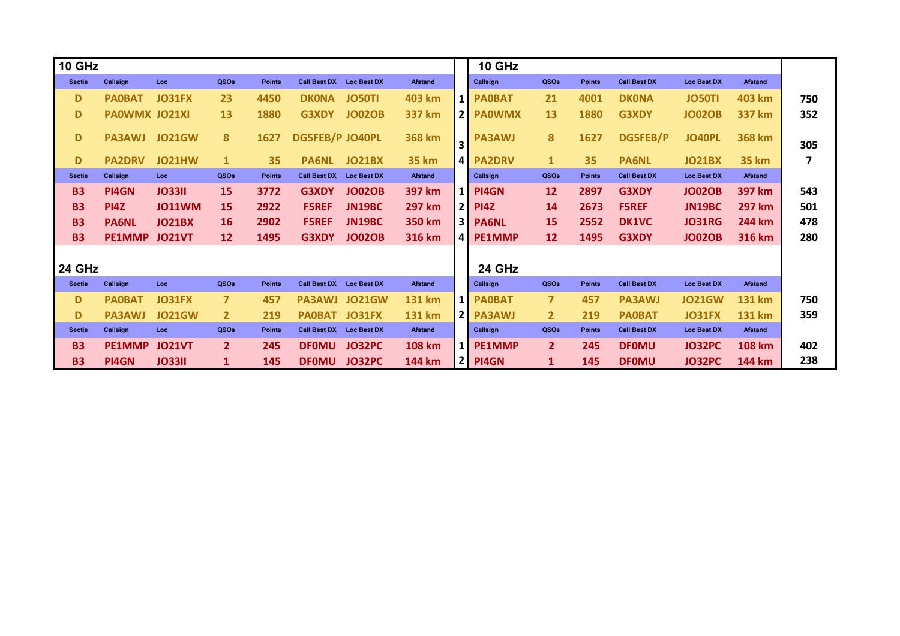| 10 GHz | | | | | | | | | 10 GHz | | | | | | |
|---|---|---|---|---|---|---|---|---|---|---|---|---|---|---|---|
| Sectie | Callsign | Loc | QSOs | Points | Call Best DX | Loc Best DX | Afstand | | Callsign | QSOs | Points | Call Best DX | Loc Best DX | Afstand | |
| D | PA0BAT | JO31FX | 23 | 4450 | DK0NA | JO50TI | 403 km | 1 | PA0BAT | 21 | 4001 | DK0NA | JO50TI | 403 km | 750 |
| D | PA0WMX | JO21XI | 13 | 1880 | G3XDY | JO02OB | 337 km | 2 | PA0WMX | 13 | 1880 | G3XDY | JO02OB | 337 km | 352 |
| D | PA3AWJ | JO21GW | 8 | 1627 | DG5FEB/P | JO40PL | 368 km | 3 | PA3AWJ | 8 | 1627 | DG5FEB/P | JO40PL | 368 km | 305 |
| D | PA2DRV | JO21HW | 1 | 35 | PA6NL | JO21BX | 35 km | 4 | PA2DRV | 1 | 35 | PA6NL | JO21BX | 35 km | 7 |
| Sectie | Callsign | Loc | QSOs | Points | Call Best DX | Loc Best DX | Afstand | | Callsign | QSOs | Points | Call Best DX | Loc Best DX | Afstand | |
| B3 | PI4GN | JO33II | 15 | 3772 | G3XDY | JO02OB | 397 km | 1 | PI4GN | 12 | 2897 | G3XDY | JO02OB | 397 km | 543 |
| B3 | PI4Z | JO11WM | 15 | 2922 | F5REF | JN19BC | 297 km | 2 | PI4Z | 14 | 2673 | F5REF | JN19BC | 297 km | 501 |
| B3 | PA6NL | JO21BX | 16 | 2902 | F5REF | JN19BC | 350 km | 3 | PA6NL | 15 | 2552 | DK1VC | JO31RG | 244 km | 478 |
| B3 | PE1MMP | JO21VT | 12 | 1495 | G3XDY | JO02OB | 316 km | 4 | PE1MMP | 12 | 1495 | G3XDY | JO02OB | 316 km | 280 |

| 24 GHz | | | | | | | | | 24 GHz | | | | | | |
|---|---|---|---|---|---|---|---|---|---|---|---|---|---|---|---|
| Sectie | Callsign | Loc | QSOs | Points | Call Best DX | Loc Best DX | Afstand | | Callsign | QSOs | Points | Call Best DX | Loc Best DX | Afstand | |
| D | PA0BAT | JO31FX | 7 | 457 | PA3AWJ | JO21GW | 131 km | 1 | PA0BAT | 7 | 457 | PA3AWJ | JO21GW | 131 km | 750 |
| D | PA3AWJ | JO21GW | 2 | 219 | PA0BAT | JO31FX | 131 km | 2 | PA3AWJ | 2 | 219 | PA0BAT | JO31FX | 131 km | 359 |
| Sectie | Callsign | Loc | QSOs | Points | Call Best DX | Loc Best DX | Afstand | | Callsign | QSOs | Points | Call Best DX | Loc Best DX | Afstand | |
| B3 | PE1MMP | JO21VT | 2 | 245 | DF0MU | JO32PC | 108 km | 1 | PE1MMP | 2 | 245 | DF0MU | JO32PC | 108 km | 402 |
| B3 | PI4GN | JO33II | 1 | 145 | DF0MU | JO32PC | 144 km | 2 | PI4GN | 1 | 145 | DF0MU | JO32PC | 144 km | 238 |